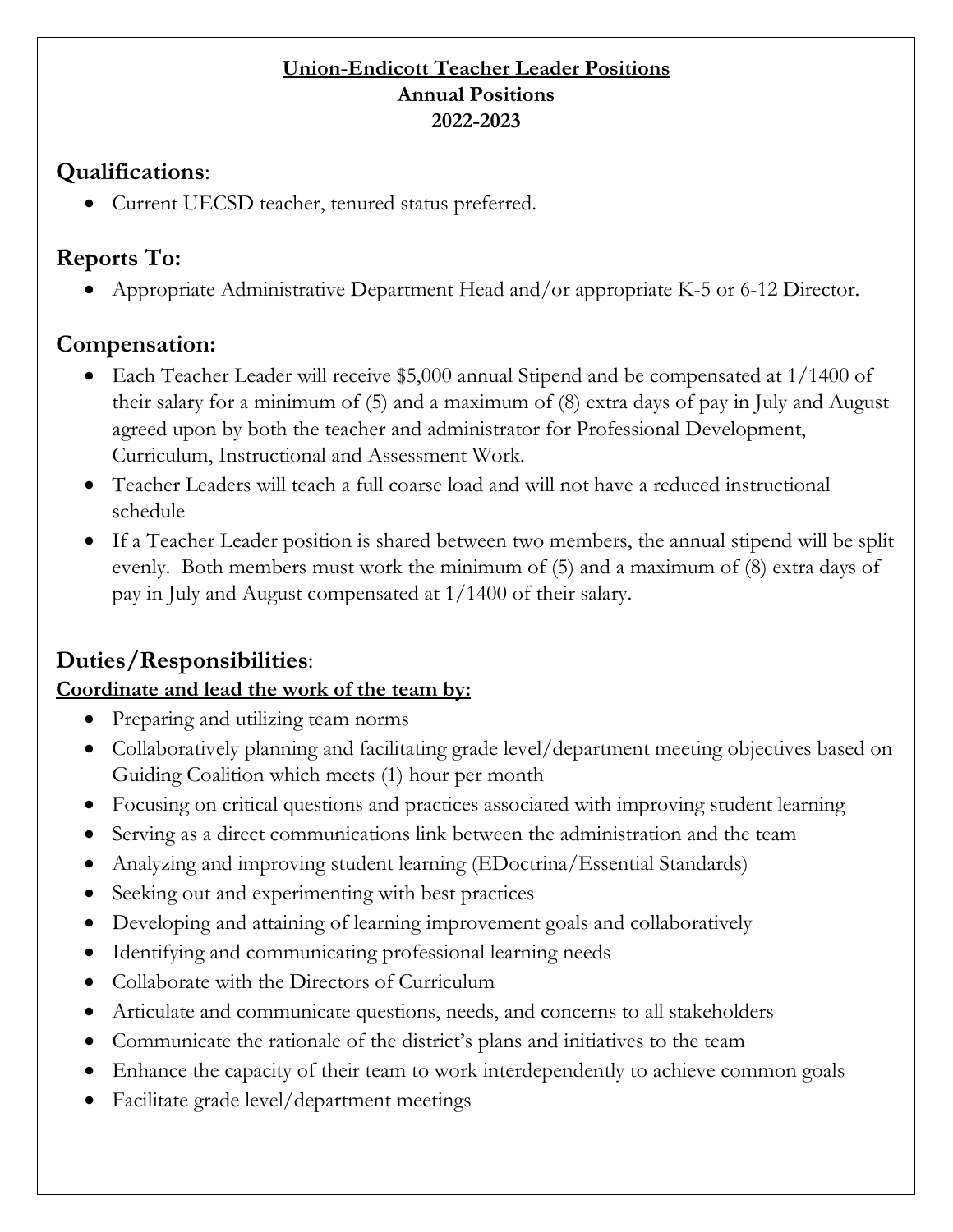**Union-Endicott Teacher Leader Positions**

**Annual Positions**

**2022-2023**

## Qualifications:

- Current UECSD teacher, tenured status preferred.

## Reports To:

- Appropriate Administrative Department Head and/or appropriate K-5 or 6-12 Director.

## Compensation:

- Each Teacher Leader will receive $5,000 annual Stipend and be compensated at 1/1400 of their salary for a minimum of (5) and a maximum of (8) extra days of pay in July and August agreed upon by both the teacher and administrator for Professional Development, Curriculum, Instructional and Assessment Work.
- Teacher Leaders will teach a full coarse load and will not have a reduced instructional schedule
- If a Teacher Leader position is shared between two members, the annual stipend will be split evenly. Both members must work the minimum of (5) and a maximum of (8) extra days of pay in July and August compensated at 1/1400 of their salary.

## Duties/Responsibilities:

**Coordinate and lead the work of the team by:**

- Preparing and utilizing team norms
- Collaboratively planning and facilitating grade level/department meeting objectives based on Guiding Coalition which meets (1) hour per month
- Focusing on critical questions and practices associated with improving student learning
- Serving as a direct communications link between the administration and the team
- Analyzing and improving student learning (EDoctrina/Essential Standards)
- Seeking out and experimenting with best practices
- Developing and attaining of learning improvement goals and collaboratively
- Identifying and communicating professional learning needs
- Collaborate with the Directors of Curriculum
- Articulate and communicate questions, needs, and concerns to all stakeholders
- Communicate the rationale of the district's plans and initiatives to the team
- Enhance the capacity of their team to work interdependently to achieve common goals
- Facilitate grade level/department meetings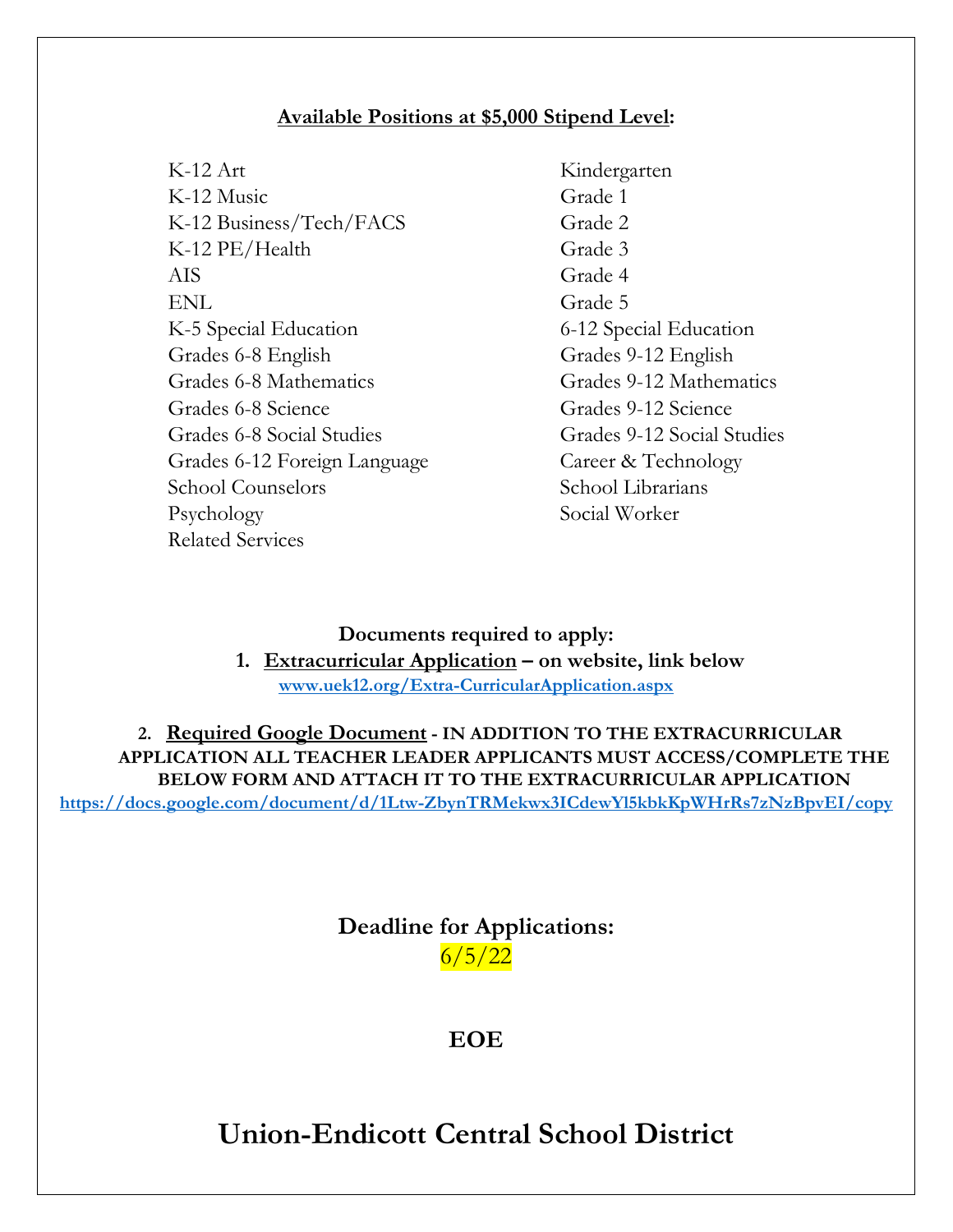**Available Positions at $5,000 Stipend Level:**

- K-12 Art
- K-12 Music
- K-12 Business/Tech/FACS
- K-12 PE/Health
- AIS
- ENL
- K-5 Special Education
- Grades 6-8 English
- Grades 6-8 Mathematics
- Grades 6-8 Science
- Grades 6-8 Social Studies
- Grades 6-12 Foreign Language
- School Counselors
- Psychology
- Related Services
- Kindergarten
- Grade 1
- Grade 2
- Grade 3
- Grade 4
- Grade 5
- 6-12 Special Education
- Grades 9-12 English
- Grades 9-12 Mathematics
- Grades 9-12 Science
- Grades 9-12 Social Studies
- Career & Technology
- School Librarians
- Social Worker

**Documents required to apply:**

1. **Extracurricular Application – on website, link below**
   www.uek12.org/Extra-CurricularApplication.aspx

2. **Required Google Document - IN ADDITION TO THE EXTRACURRICULAR APPLICATION ALL TEACHER LEADER APPLICANTS MUST ACCESS/COMPLETE THE BELOW FORM AND ATTACH IT TO THE EXTRACURRICULAR APPLICATION**
   https://docs.google.com/document/d/1Ltw-ZbynTRMekwx3ICdewYl5kbkKpWHrRs7zNzBpvEI/copy

**Deadline for Applications:**
6/5/22

**EOE**

# Union-Endicott Central School District